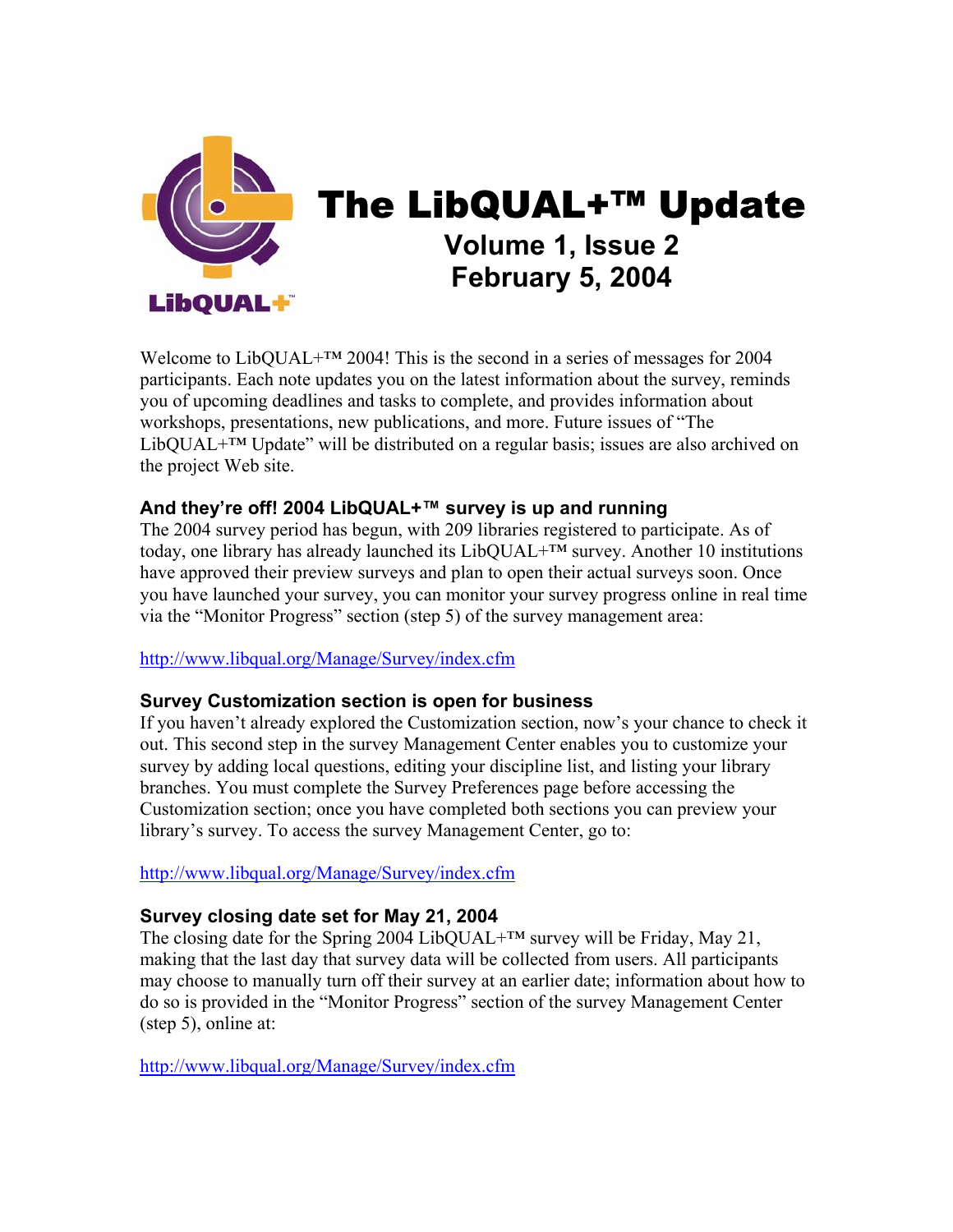# The LibQUAL+™ Update

## Volume 1, Issue 2
## February 5, 2004

Welcome to LibQUAL+™ 2004! This is the second in a series of messages for 2004 participants. Each note updates you on the latest information about the survey, reminds you of upcoming deadlines and tasks to complete, and provides information about workshops, presentations, new publications, and more. Future issues of "The LibQUAL+™ Update" will be distributed on a regular basis; issues are also archived on the project Web site.

### And they're off! 2004 LibQUAL+™ survey is up and running

The 2004 survey period has begun, with 209 libraries registered to participate. As of today, one library has already launched its LibQUAL+™ survey. Another 10 institutions have approved their preview surveys and plan to open their actual surveys soon. Once you have launched your survey, you can monitor your survey progress online in real time via the "Monitor Progress" section (step 5) of the survey management area:

http://www.libqual.org/Manage/Survey/index.cfm

### Survey Customization section is open for business

If you haven't already explored the Customization section, now's your chance to check it out. This second step in the survey Management Center enables you to customize your survey by adding local questions, editing your discipline list, and listing your library branches. You must complete the Survey Preferences page before accessing the Customization section; once you have completed both sections you can preview your library's survey. To access the survey Management Center, go to:

http://www.libqual.org/Manage/Survey/index.cfm

### Survey closing date set for May 21, 2004

The closing date for the Spring 2004 LibQUAL+™ survey will be Friday, May 21, making that the last day that survey data will be collected from users. All participants may choose to manually turn off their survey at an earlier date; information about how to do so is provided in the "Monitor Progress" section of the survey Management Center (step 5), online at:

http://www.libqual.org/Manage/Survey/index.cfm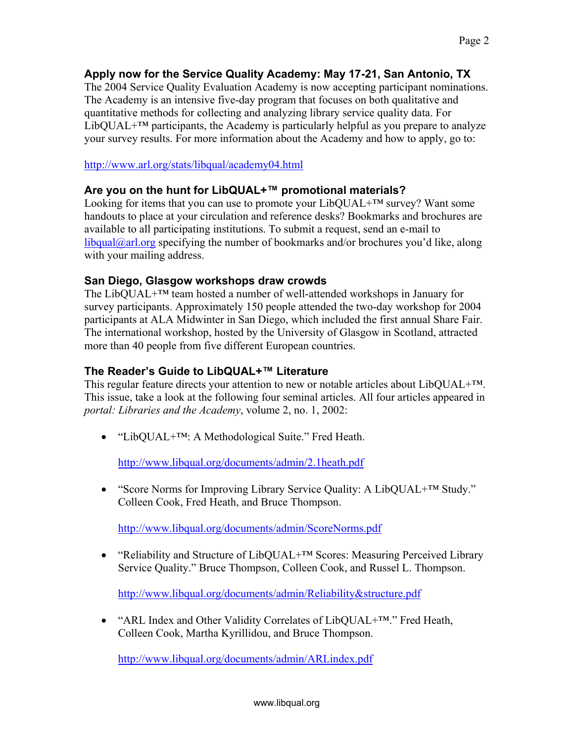### Apply now for the Service Quality Academy: May 17-21, San Antonio, TX

The 2004 Service Quality Evaluation Academy is now accepting participant nominations. The Academy is an intensive five-day program that focuses on both qualitative and quantitative methods for collecting and analyzing library service quality data. For LibQUAL+™ participants, the Academy is particularly helpful as you prepare to analyze your survey results. For more information about the Academy and how to apply, go to:

http://www.arl.org/stats/libqual/academy04.html

### Are you on the hunt for LibQUAL+™ promotional materials?

Looking for items that you can use to promote your LibQUAL+™ survey? Want some handouts to place at your circulation and reference desks? Bookmarks and brochures are available to all participating institutions. To submit a request, send an e-mail to libqual@arl.org specifying the number of bookmarks and/or brochures you'd like, along with your mailing address.

### San Diego, Glasgow workshops draw crowds

The LibQUAL+™ team hosted a number of well-attended workshops in January for survey participants. Approximately 150 people attended the two-day workshop for 2004 participants at ALA Midwinter in San Diego, which included the first annual Share Fair. The international workshop, hosted by the University of Glasgow in Scotland, attracted more than 40 people from five different European countries.

### The Reader's Guide to LibQUAL+™ Literature

This regular feature directs your attention to new or notable articles about LibQUAL+™. This issue, take a look at the following four seminal articles. All four articles appeared in *portal: Libraries and the Academy*, volume 2, no. 1, 2002:

- "LibQUAL+™: A Methodological Suite." Fred Heath.

  http://www.libqual.org/documents/admin/2.1heath.pdf

- "Score Norms for Improving Library Service Quality: A LibQUAL+™ Study." Colleen Cook, Fred Heath, and Bruce Thompson.

  http://www.libqual.org/documents/admin/ScoreNorms.pdf

- "Reliability and Structure of LibQUAL+™ Scores: Measuring Perceived Library Service Quality." Bruce Thompson, Colleen Cook, and Russel L. Thompson.

  http://www.libqual.org/documents/admin/Reliability&structure.pdf

- "ARL Index and Other Validity Correlates of LibQUAL+™." Fred Heath, Colleen Cook, Martha Kyrillidou, and Bruce Thompson.

  http://www.libqual.org/documents/admin/ARLindex.pdf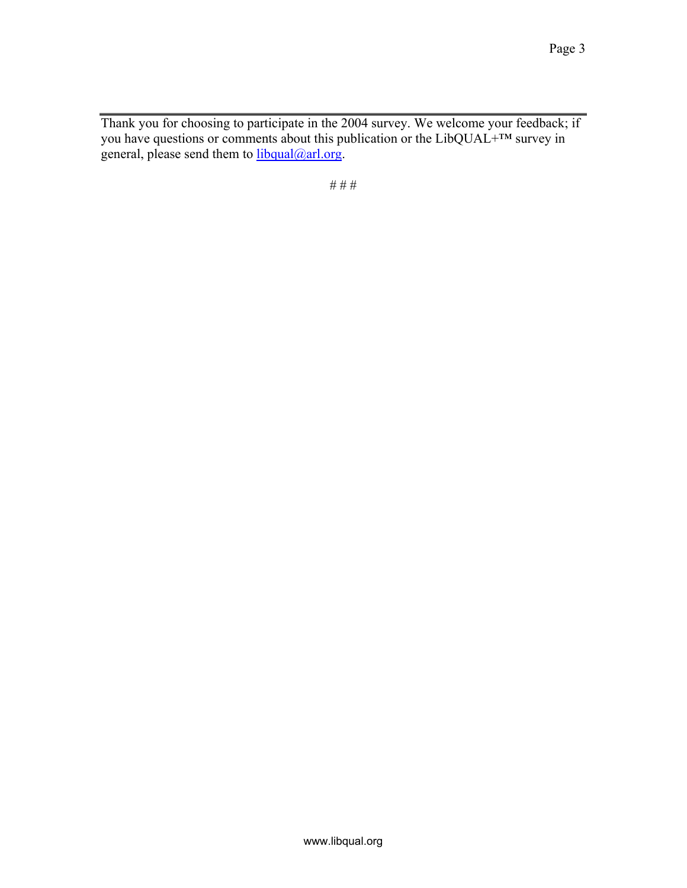---

Thank you for choosing to participate in the 2004 survey. We welcome your feedback; if you have questions or comments about this publication or the LibQUAL+™ survey in general, please send them to [libqual@arl.org](mailto:libqual@arl.org).

# # #